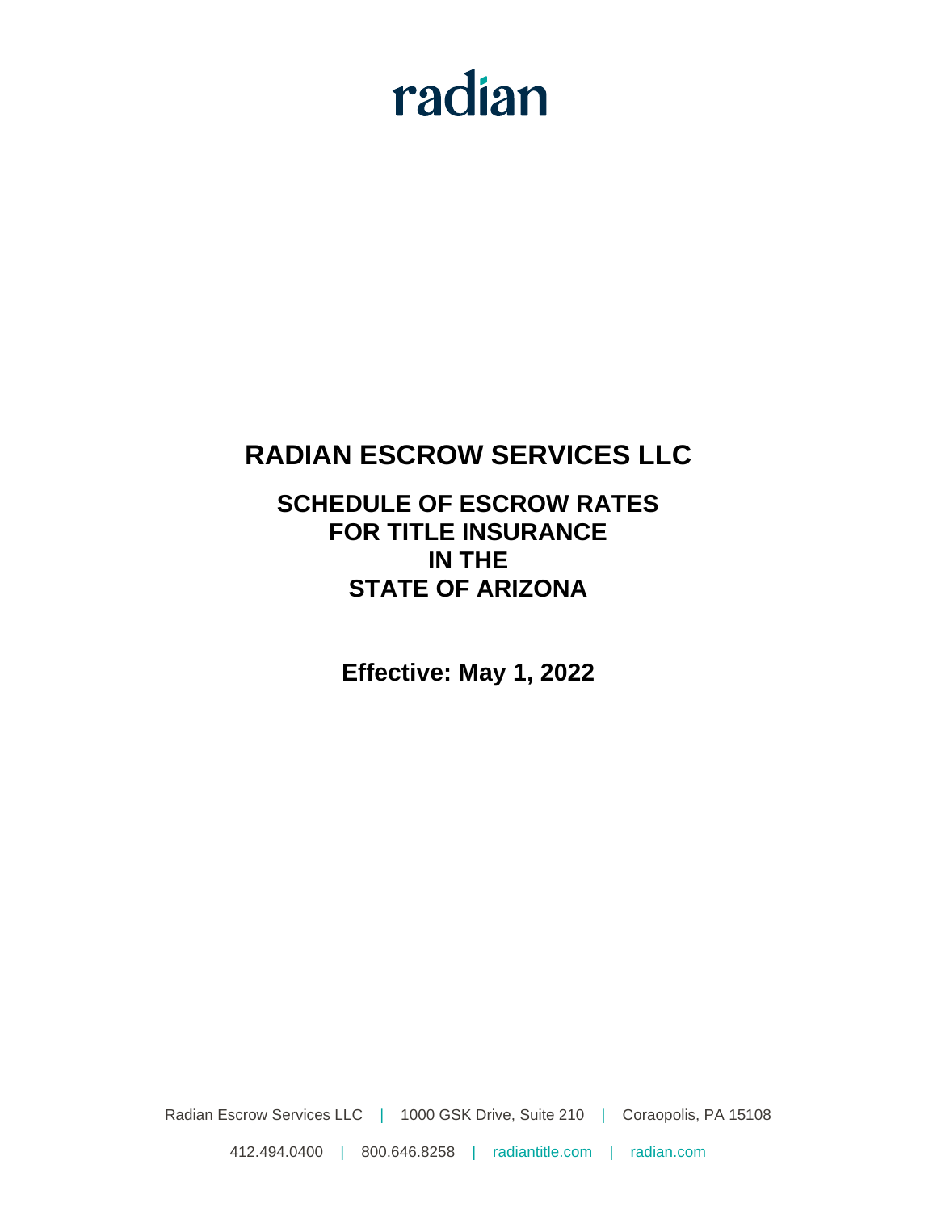radian

# RADIAN ESCROW SERVICES LLC

## SCHEDULE OF ESCROW RATES FOR TITLE INSURANCE IN THE STATE OF ARIZONA

**Effective: May 1, 2022**

Radian Escrow Services LLC | 1000 GSK Drive, Suite 210 | Coraopolis, PA 15108

412.494.0400 | 800.646.8258 | radiantitle.com | radian.com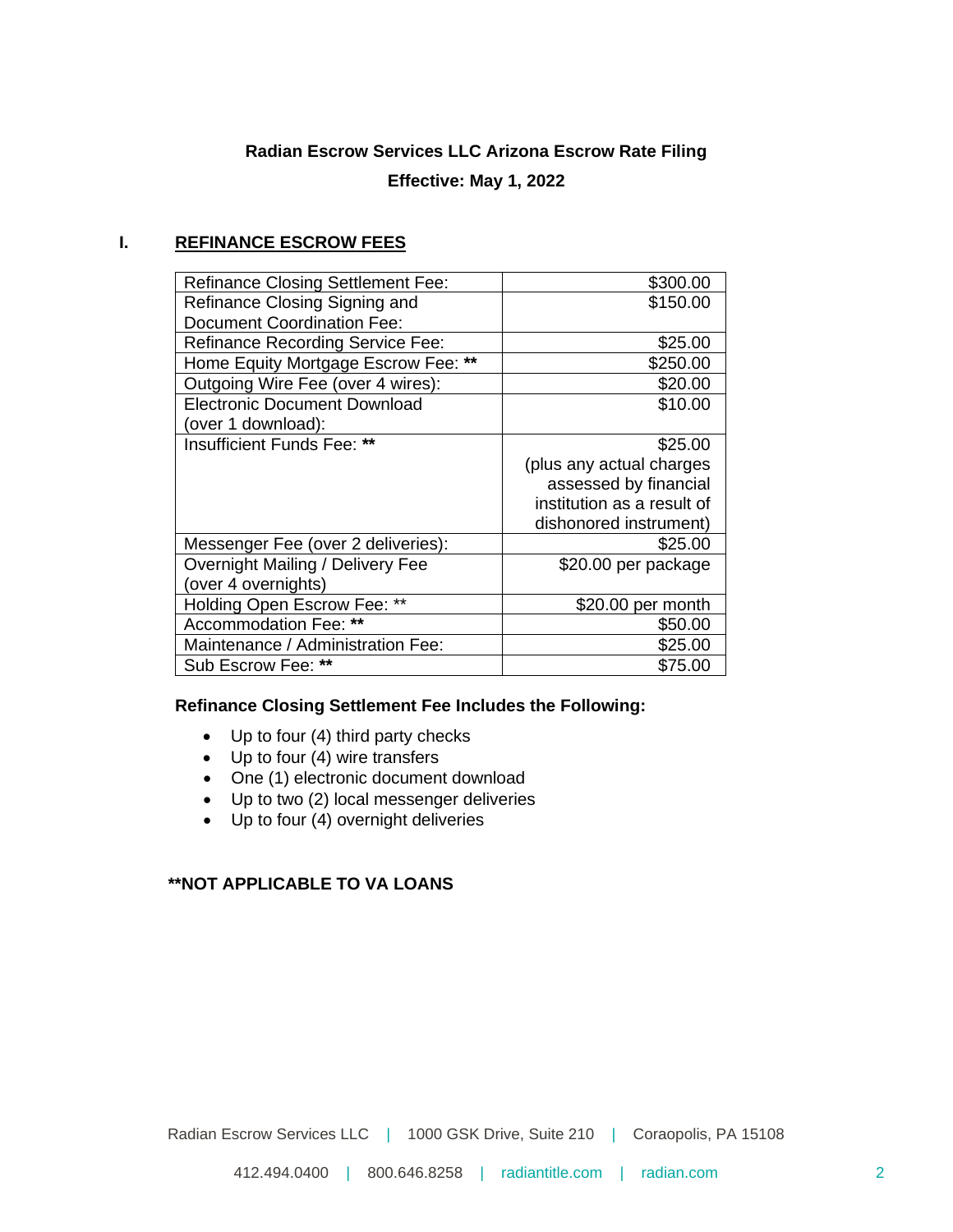**Radian Escrow Services LLC Arizona Escrow Rate Filing**

**Effective: May 1, 2022**

## I. REFINANCE ESCROW FEES

| Fee | Amount |
|---|---|
| Refinance Closing Settlement Fee: | $300.00 |
| Refinance Closing Signing and Document Coordination Fee: | $150.00 |
| Refinance Recording Service Fee: | $25.00 |
| Home Equity Mortgage Escrow Fee: ** | $250.00 |
| Outgoing Wire Fee (over 4 wires): | $20.00 |
| Electronic Document Download (over 1 download): | $10.00 |
| Insufficient Funds Fee: ** | $25.00 (plus any actual charges assessed by financial institution as a result of dishonored instrument) |
| Messenger Fee (over 2 deliveries): | $25.00 |
| Overnight Mailing / Delivery Fee (over 4 overnights) | $20.00 per package |
| Holding Open Escrow Fee: ** | $20.00 per month |
| Accommodation Fee: ** | $50.00 |
| Maintenance / Administration Fee: | $25.00 |
| Sub Escrow Fee: ** | $75.00 |

**Refinance Closing Settlement Fee Includes the Following:**

- Up to four (4) third party checks
- Up to four (4) wire transfers
- One (1) electronic document download
- Up to two (2) local messenger deliveries
- Up to four (4) overnight deliveries

**NOT APPLICABLE TO VA LOANS**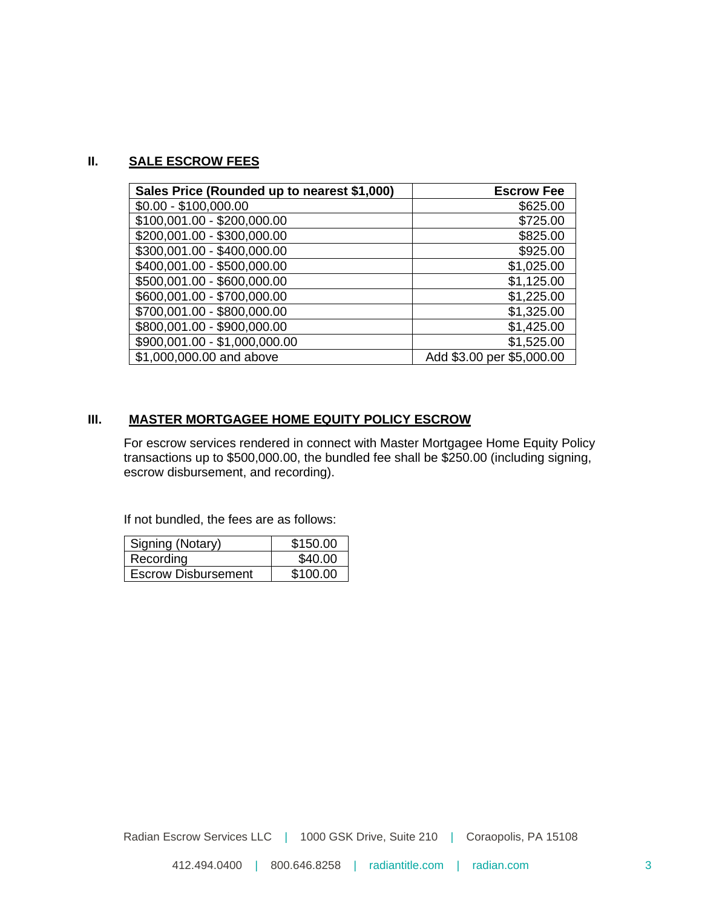## II. SALE ESCROW FEES

| Sales Price (Rounded up to nearest $1,000) | Escrow Fee |
| --- | ---: |
| $0.00 - $100,000.00 | $625.00 |
| $100,001.00 - $200,000.00 | $725.00 |
| $200,001.00 - $300,000.00 | $825.00 |
| $300,001.00 - $400,000.00 | $925.00 |
| $400,001.00 - $500,000.00 | $1,025.00 |
| $500,001.00 - $600,000.00 | $1,125.00 |
| $600,001.00 - $700,000.00 | $1,225.00 |
| $700,001.00 - $800,000.00 | $1,325.00 |
| $800,001.00 - $900,000.00 | $1,425.00 |
| $900,001.00 - $1,000,000.00 | $1,525.00 |
| $1,000,000.00 and above | Add $3.00 per $5,000.00 |

## III. MASTER MORTGAGEE HOME EQUITY POLICY ESCROW

For escrow services rendered in connect with Master Mortgagee Home Equity Policy transactions up to $500,000.00, the bundled fee shall be $250.00 (including signing, escrow disbursement, and recording).

If not bundled, the fees are as follows:

| Signing (Notary) | $150.00 |
| --- | ---: |
| Recording | $40.00 |
| Escrow Disbursement | $100.00 |

Radian Escrow Services LLC | 1000 GSK Drive, Suite 210 | Coraopolis, PA 15108

412.494.0400 | 800.646.8258 | radiantitle.com | radian.com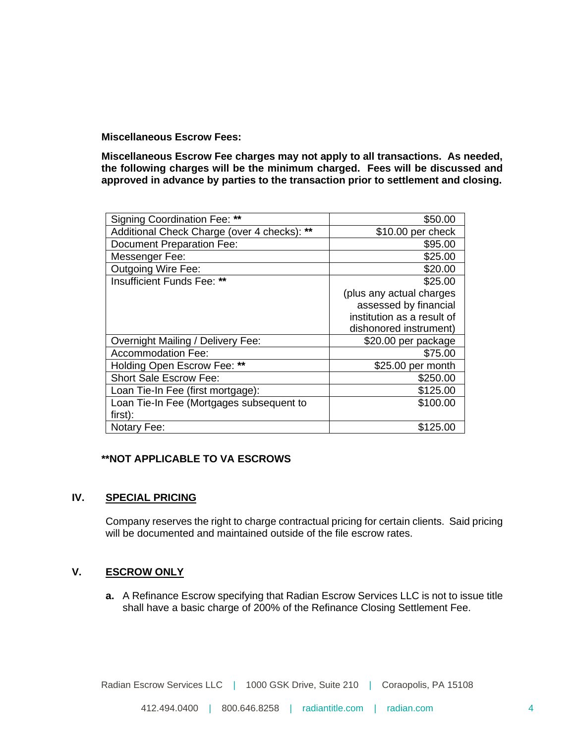**Miscellaneous Escrow Fees:**

**Miscellaneous Escrow Fee charges may not apply to all transactions. As needed, the following charges will be the minimum charged. Fees will be discussed and approved in advance by parties to the transaction prior to settlement and closing.**

| Fee | Amount |
|---|---|
| Signing Coordination Fee: ** | $50.00 |
| Additional Check Charge (over 4 checks): ** | $10.00 per check |
| Document Preparation Fee: | $95.00 |
| Messenger Fee: | $25.00 |
| Outgoing Wire Fee: | $20.00 |
| Insufficient Funds Fee: ** | $25.00 (plus any actual charges assessed by financial institution as a result of dishonored instrument) |
| Overnight Mailing / Delivery Fee: | $20.00 per package |
| Accommodation Fee: | $75.00 |
| Holding Open Escrow Fee: ** | $25.00 per month |
| Short Sale Escrow Fee: | $250.00 |
| Loan Tie-In Fee (first mortgage): | $125.00 |
| Loan Tie-In Fee (Mortgages subsequent to first): | $100.00 |
| Notary Fee: | $125.00 |

**\*\*NOT APPLICABLE TO VA ESCROWS**

## IV. SPECIAL PRICING

Company reserves the right to charge contractual pricing for certain clients. Said pricing will be documented and maintained outside of the file escrow rates.

## V. ESCROW ONLY

**a.** A Refinance Escrow specifying that Radian Escrow Services LLC is not to issue title shall have a basic charge of 200% of the Refinance Closing Settlement Fee.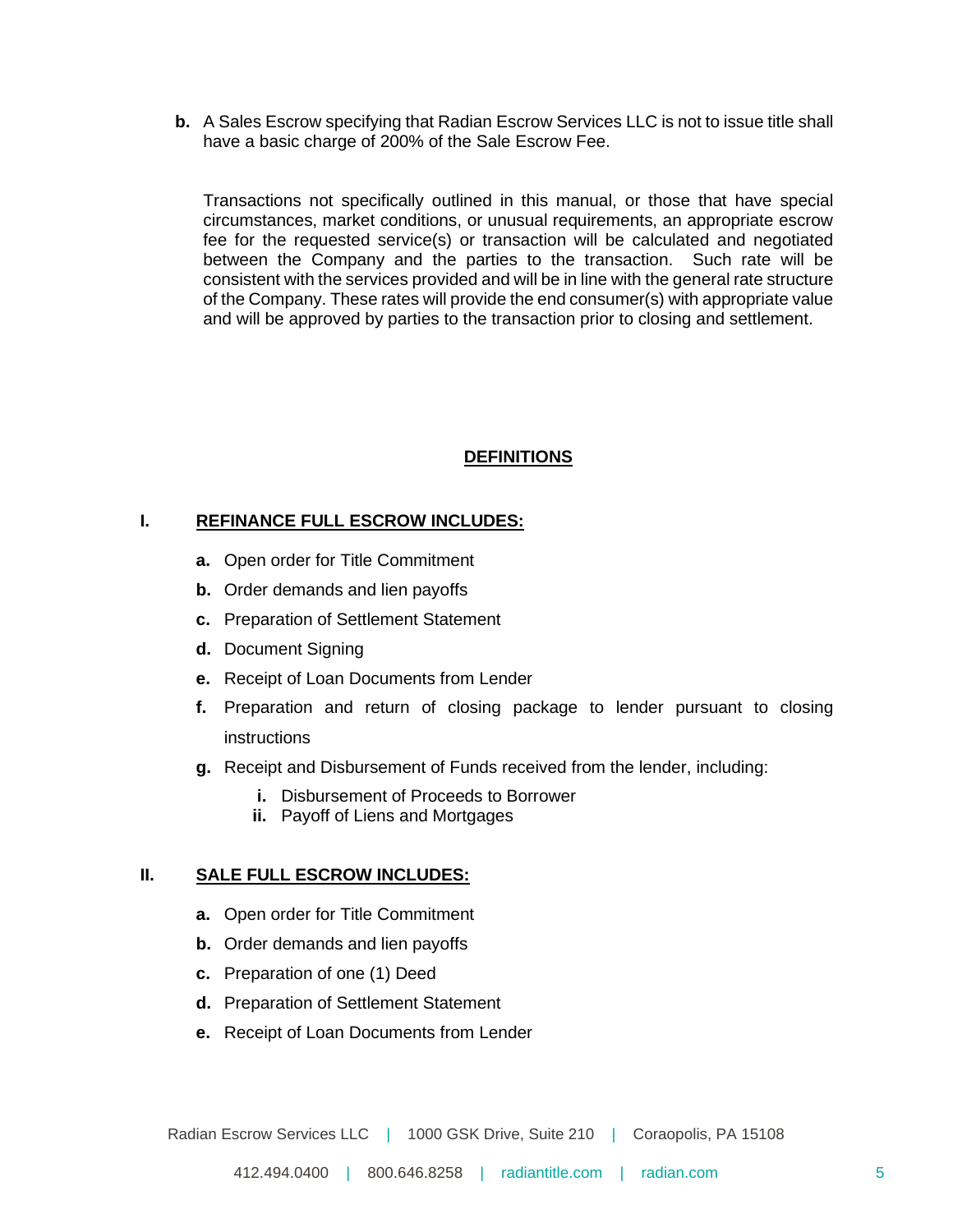**b.** A Sales Escrow specifying that Radian Escrow Services LLC is not to issue title shall have a basic charge of 200% of the Sale Escrow Fee.

Transactions not specifically outlined in this manual, or those that have special circumstances, market conditions, or unusual requirements, an appropriate escrow fee for the requested service(s) or transaction will be calculated and negotiated between the Company and the parties to the transaction. Such rate will be consistent with the services provided and will be in line with the general rate structure of the Company. These rates will provide the end consumer(s) with appropriate value and will be approved by parties to the transaction prior to closing and settlement.

## DEFINITIONS

### I. REFINANCE FULL ESCROW INCLUDES:

- **a.** Open order for Title Commitment
- **b.** Order demands and lien payoffs
- **c.** Preparation of Settlement Statement
- **d.** Document Signing
- **e.** Receipt of Loan Documents from Lender
- **f.** Preparation and return of closing package to lender pursuant to closing instructions
- **g.** Receipt and Disbursement of Funds received from the lender, including:
  - **i.** Disbursement of Proceeds to Borrower
  - **ii.** Payoff of Liens and Mortgages

### II. SALE FULL ESCROW INCLUDES:

- **a.** Open order for Title Commitment
- **b.** Order demands and lien payoffs
- **c.** Preparation of one (1) Deed
- **d.** Preparation of Settlement Statement
- **e.** Receipt of Loan Documents from Lender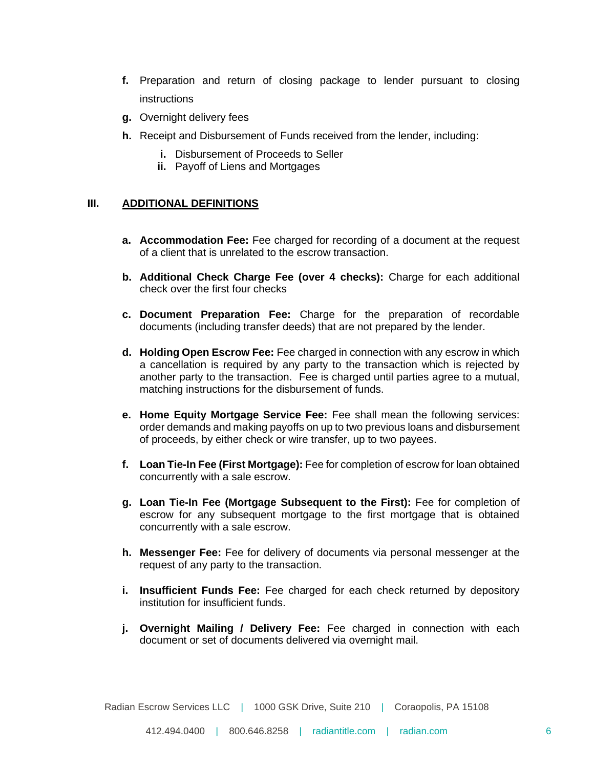f. Preparation and return of closing package to lender pursuant to closing instructions
g. Overnight delivery fees
h. Receipt and Disbursement of Funds received from the lender, including:
   i. Disbursement of Proceeds to Seller
   ii. Payoff of Liens and Mortgages

## III. ADDITIONAL DEFINITIONS

a. **Accommodation Fee:** Fee charged for recording of a document at the request of a client that is unrelated to the escrow transaction.

b. **Additional Check Charge Fee (over 4 checks):** Charge for each additional check over the first four checks

c. **Document Preparation Fee:** Charge for the preparation of recordable documents (including transfer deeds) that are not prepared by the lender.

d. **Holding Open Escrow Fee:** Fee charged in connection with any escrow in which a cancellation is required by any party to the transaction which is rejected by another party to the transaction. Fee is charged until parties agree to a mutual, matching instructions for the disbursement of funds.

e. **Home Equity Mortgage Service Fee:** Fee shall mean the following services: order demands and making payoffs on up to two previous loans and disbursement of proceeds, by either check or wire transfer, up to two payees.

f. **Loan Tie-In Fee (First Mortgage):** Fee for completion of escrow for loan obtained concurrently with a sale escrow.

g. **Loan Tie-In Fee (Mortgage Subsequent to the First):** Fee for completion of escrow for any subsequent mortgage to the first mortgage that is obtained concurrently with a sale escrow.

h. **Messenger Fee:** Fee for delivery of documents via personal messenger at the request of any party to the transaction.

i. **Insufficient Funds Fee:** Fee charged for each check returned by depository institution for insufficient funds.

j. **Overnight Mailing / Delivery Fee:** Fee charged in connection with each document or set of documents delivered via overnight mail.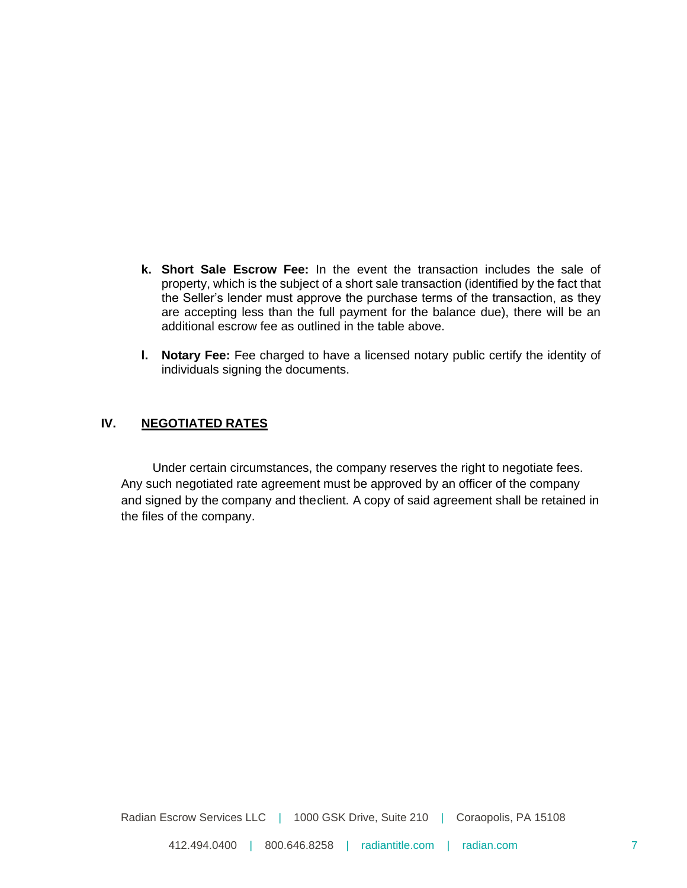k. **Short Sale Escrow Fee:** In the event the transaction includes the sale of property, which is the subject of a short sale transaction (identified by the fact that the Seller's lender must approve the purchase terms of the transaction, as they are accepting less than the full payment for the balance due), there will be an additional escrow fee as outlined in the table above.

l. **Notary Fee:** Fee charged to have a licensed notary public certify the identity of individuals signing the documents.

## IV. NEGOTIATED RATES

Under certain circumstances, the company reserves the right to negotiate fees. Any such negotiated rate agreement must be approved by an officer of the company and signed by the company and theclient. A copy of said agreement shall be retained in the files of the company.